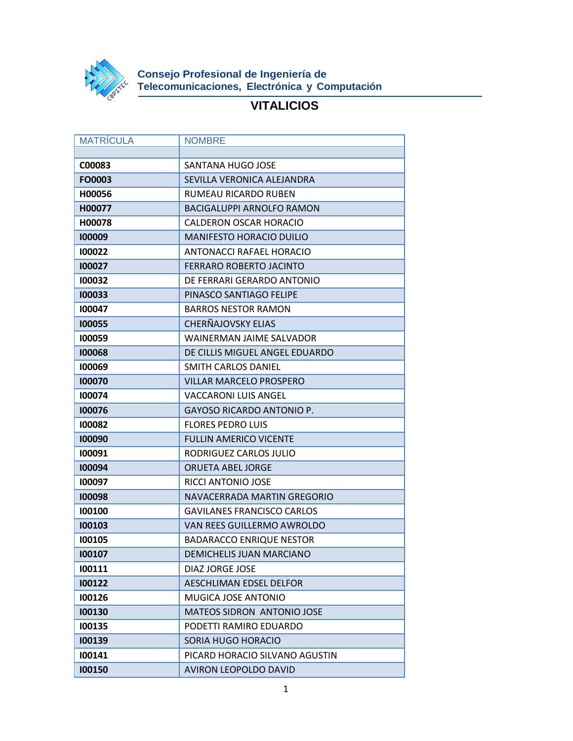Consejo Profesional de Ingeniería de Telecomunicaciones, Electrónica y Computación

# VITALICIOS

| MATRÍCULA | NOMBRE |
|---|---|
| | |
| **C00083** | SANTANA HUGO JOSE |
| **FO0003** | SEVILLA VERONICA ALEJANDRA |
| **H00056** | RUMEAU RICARDO RUBEN |
| **H00077** | BACIGALUPPI ARNOLFO RAMON |
| **H00078** | CALDERON OSCAR HORACIO |
| **I00009** | MANIFESTO HORACIO DUILIO |
| **I00022** | ANTONACCI RAFAEL HORACIO |
| **I00027** | FERRARO ROBERTO JACINTO |
| **I00032** | DE FERRARI GERARDO ANTONIO |
| **I00033** | PINASCO SANTIAGO FELIPE |
| **I00047** | BARROS NESTOR RAMON |
| **I00055** | CHERÑAJOVSKY ELIAS |
| **I00059** | WAINERMAN JAIME SALVADOR |
| **I00068** | DE CILLIS MIGUEL ANGEL EDUARDO |
| **I00069** | SMITH CARLOS DANIEL |
| **I00070** | VILLAR MARCELO PROSPERO |
| **I00074** | VACCARONI LUIS ANGEL |
| **I00076** | GAYOSO RICARDO ANTONIO P. |
| **I00082** | FLORES PEDRO LUIS |
| **I00090** | FULLIN AMERICO VICENTE |
| **I00091** | RODRIGUEZ CARLOS JULIO |
| **I00094** | ORUETA ABEL JORGE |
| **I00097** | RICCI ANTONIO JOSE |
| **I00098** | NAVACERRADA MARTIN GREGORIO |
| **I00100** | GAVILANES FRANCISCO CARLOS |
| **I00103** | VAN REES GUILLERMO AWROLDO |
| **I00105** | BADARACCO ENRIQUE NESTOR |
| **I00107** | DEMICHELIS JUAN MARCIANO |
| **I00111** | DIAZ JORGE JOSE |
| **I00122** | AESCHLIMAN EDSEL DELFOR |
| **I00126** | MUGICA JOSE ANTONIO |
| **I00130** | MATEOS SIDRON ANTONIO JOSE |
| **I00135** | PODETTI RAMIRO EDUARDO |
| **I00139** | SORIA HUGO HORACIO |
| **I00141** | PICARD HORACIO SILVANO AGUSTIN |
| **I00150** | AVIRON LEOPOLDO DAVID |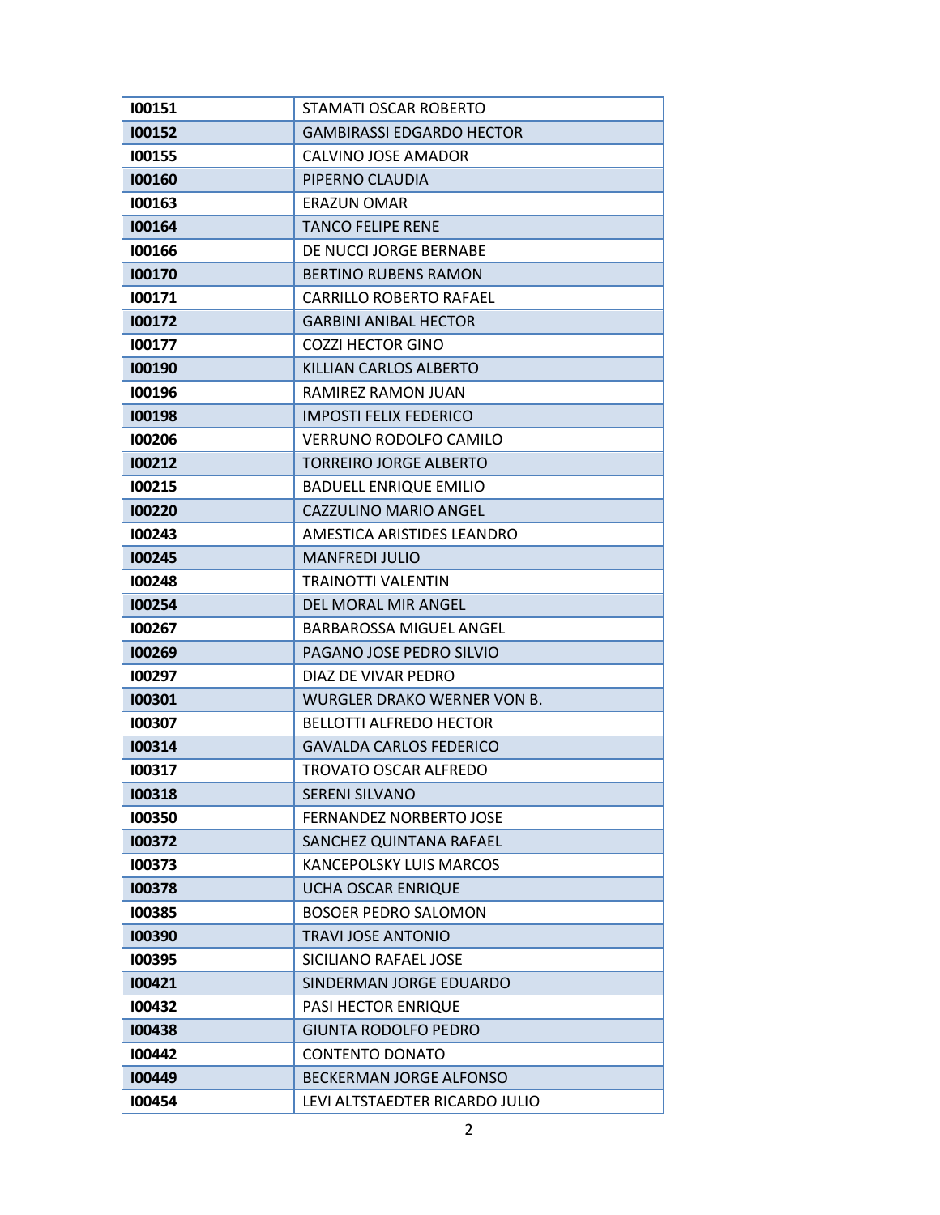| **I00151** | STAMATI OSCAR ROBERTO |
|---|---|
| **I00152** | GAMBIRASSI EDGARDO HECTOR |
| **I00155** | CALVINO JOSE AMADOR |
| **I00160** | PIPERNO CLAUDIA |
| **I00163** | ERAZUN OMAR |
| **I00164** | TANCO FELIPE RENE |
| **I00166** | DE NUCCI JORGE BERNABE |
| **I00170** | BERTINO RUBENS RAMON |
| **I00171** | CARRILLO ROBERTO RAFAEL |
| **I00172** | GARBINI ANIBAL HECTOR |
| **I00177** | COZZI HECTOR GINO |
| **I00190** | KILLIAN CARLOS ALBERTO |
| **I00196** | RAMIREZ RAMON JUAN |
| **I00198** | IMPOSTI FELIX FEDERICO |
| **I00206** | VERRUNO RODOLFO CAMILO |
| **I00212** | TORREIRO JORGE ALBERTO |
| **I00215** | BADUELL ENRIQUE EMILIO |
| **I00220** | CAZZULINO MARIO ANGEL |
| **I00243** | AMESTICA ARISTIDES LEANDRO |
| **I00245** | MANFREDI JULIO |
| **I00248** | TRAINOTTI VALENTIN |
| **I00254** | DEL MORAL MIR ANGEL |
| **I00267** | BARBAROSSA MIGUEL ANGEL |
| **I00269** | PAGANO JOSE PEDRO SILVIO |
| **I00297** | DIAZ DE VIVAR PEDRO |
| **I00301** | WURGLER DRAKO WERNER VON B. |
| **I00307** | BELLOTTI ALFREDO HECTOR |
| **I00314** | GAVALDA CARLOS FEDERICO |
| **I00317** | TROVATO OSCAR ALFREDO |
| **I00318** | SERENI SILVANO |
| **I00350** | FERNANDEZ NORBERTO JOSE |
| **I00372** | SANCHEZ QUINTANA RAFAEL |
| **I00373** | KANCEPOLSKY LUIS MARCOS |
| **I00378** | UCHA OSCAR ENRIQUE |
| **I00385** | BOSOER PEDRO SALOMON |
| **I00390** | TRAVI JOSE ANTONIO |
| **I00395** | SICILIANO RAFAEL JOSE |
| **I00421** | SINDERMAN JORGE EDUARDO |
| **I00432** | PASI HECTOR ENRIQUE |
| **I00438** | GIUNTA RODOLFO PEDRO |
| **I00442** | CONTENTO DONATO |
| **I00449** | BECKERMAN JORGE ALFONSO |
| **I00454** | LEVI ALTSTAEDTER RICARDO JULIO |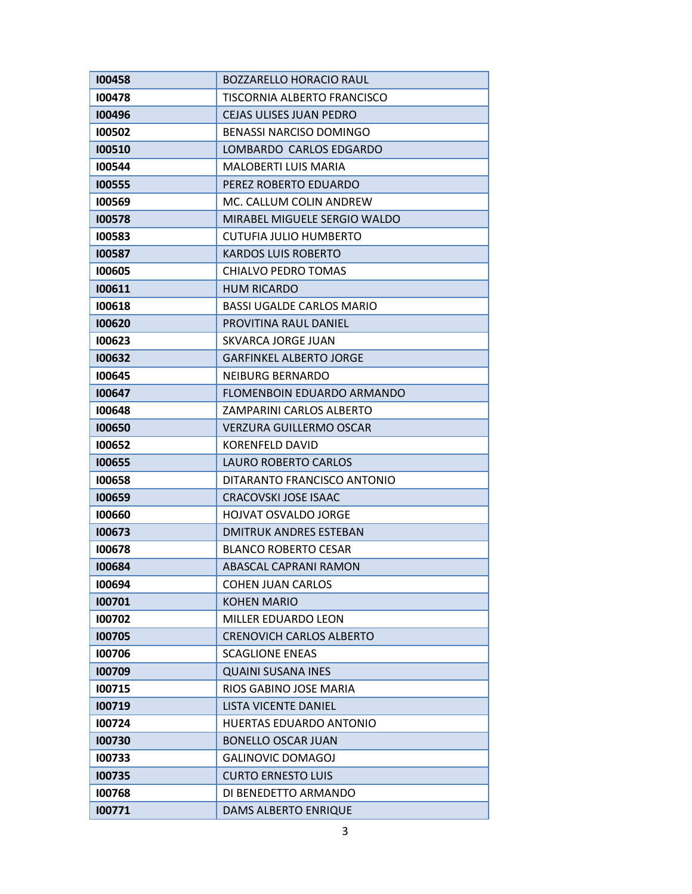| **I00458** | BOZZARELLO HORACIO RAUL |
|---|---|
| **I00478** | TISCORNIA ALBERTO FRANCISCO |
| **I00496** | CEJAS ULISES JUAN PEDRO |
| **I00502** | BENASSI NARCISO DOMINGO |
| **I00510** | LOMBARDO  CARLOS EDGARDO |
| **I00544** | MALOBERTI LUIS MARIA |
| **I00555** | PEREZ ROBERTO EDUARDO |
| **I00569** | MC. CALLUM COLIN ANDREW |
| **I00578** | MIRABEL MIGUELE SERGIO WALDO |
| **I00583** | CUTUFIA JULIO HUMBERTO |
| **I00587** | KARDOS LUIS ROBERTO |
| **I00605** | CHIALVO PEDRO TOMAS |
| **I00611** | HUM RICARDO |
| **I00618** | BASSI UGALDE CARLOS MARIO |
| **I00620** | PROVITINA RAUL DANIEL |
| **I00623** | SKVARCA JORGE JUAN |
| **I00632** | GARFINKEL ALBERTO JORGE |
| **I00645** | NEIBURG BERNARDO |
| **I00647** | FLOMENBOIN EDUARDO ARMANDO |
| **I00648** | ZAMPARINI CARLOS ALBERTO |
| **I00650** | VERZURA GUILLERMO OSCAR |
| **I00652** | KORENFELD DAVID |
| **I00655** | LAURO ROBERTO CARLOS |
| **I00658** | DITARANTO FRANCISCO ANTONIO |
| **I00659** | CRACOVSKI JOSE ISAAC |
| **I00660** | HOJVAT OSVALDO JORGE |
| **I00673** | DMITRUK ANDRES ESTEBAN |
| **I00678** | BLANCO ROBERTO CESAR |
| **I00684** | ABASCAL CAPRANI RAMON |
| **I00694** | COHEN JUAN CARLOS |
| **I00701** | KOHEN MARIO |
| **I00702** | MILLER EDUARDO LEON |
| **I00705** | CRENOVICH CARLOS ALBERTO |
| **I00706** | SCAGLIONE ENEAS |
| **I00709** | QUAINI SUSANA INES |
| **I00715** | RIOS GABINO JOSE MARIA |
| **I00719** | LISTA VICENTE DANIEL |
| **I00724** | HUERTAS EDUARDO ANTONIO |
| **I00730** | BONELLO OSCAR JUAN |
| **I00733** | GALINOVIC DOMAGOJ |
| **I00735** | CURTO ERNESTO LUIS |
| **I00768** | DI BENEDETTO ARMANDO |
| **I00771** | DAMS ALBERTO ENRIQUE |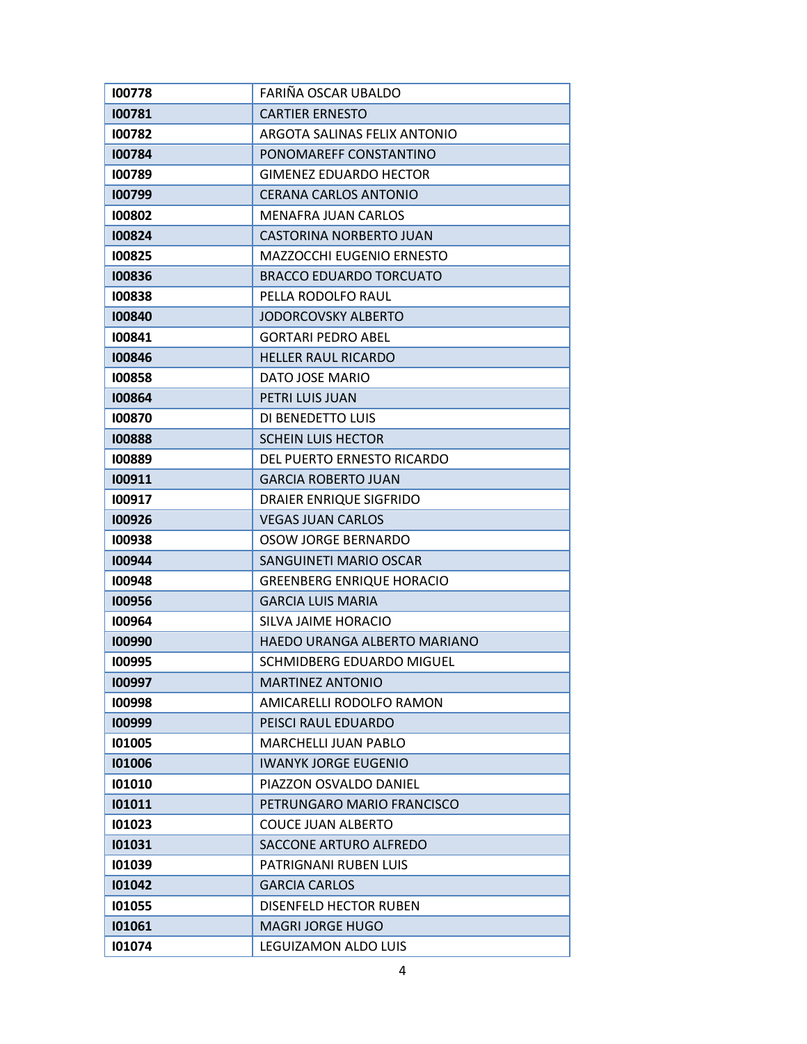| **I00778** | FARIÑA OSCAR UBALDO |
|---|---|
| **I00781** | CARTIER ERNESTO |
| **I00782** | ARGOTA SALINAS FELIX ANTONIO |
| **I00784** | PONOMAREFF CONSTANTINO |
| **I00789** | GIMENEZ EDUARDO HECTOR |
| **I00799** | CERANA CARLOS ANTONIO |
| **I00802** | MENAFRA JUAN CARLOS |
| **I00824** | CASTORINA NORBERTO JUAN |
| **I00825** | MAZZOCCHI EUGENIO ERNESTO |
| **I00836** | BRACCO EDUARDO TORCUATO |
| **I00838** | PELLA RODOLFO RAUL |
| **I00840** | JODORCOVSKY ALBERTO |
| **I00841** | GORTARI PEDRO ABEL |
| **I00846** | HELLER RAUL RICARDO |
| **I00858** | DATO JOSE MARIO |
| **I00864** | PETRI LUIS JUAN |
| **I00870** | DI BENEDETTO LUIS |
| **I00888** | SCHEIN LUIS HECTOR |
| **I00889** | DEL PUERTO ERNESTO RICARDO |
| **I00911** | GARCIA ROBERTO JUAN |
| **I00917** | DRAIER ENRIQUE SIGFRIDO |
| **I00926** | VEGAS JUAN CARLOS |
| **I00938** | OSOW JORGE BERNARDO |
| **I00944** | SANGUINETI MARIO OSCAR |
| **I00948** | GREENBERG ENRIQUE HORACIO |
| **I00956** | GARCIA LUIS MARIA |
| **I00964** | SILVA JAIME HORACIO |
| **I00990** | HAEDO URANGA ALBERTO MARIANO |
| **I00995** | SCHMIDBERG EDUARDO MIGUEL |
| **I00997** | MARTINEZ ANTONIO |
| **I00998** | AMICARELLI RODOLFO RAMON |
| **I00999** | PEISCI RAUL EDUARDO |
| **I01005** | MARCHELLI JUAN PABLO |
| **I01006** | IWANYK JORGE EUGENIO |
| **I01010** | PIAZZON OSVALDO DANIEL |
| **I01011** | PETRUNGARO MARIO FRANCISCO |
| **I01023** | COUCE JUAN ALBERTO |
| **I01031** | SACCONE ARTURO ALFREDO |
| **I01039** | PATRIGNANI RUBEN LUIS |
| **I01042** | GARCIA CARLOS |
| **I01055** | DISENFELD HECTOR RUBEN |
| **I01061** | MAGRI JORGE HUGO |
| **I01074** | LEGUIZAMON ALDO LUIS |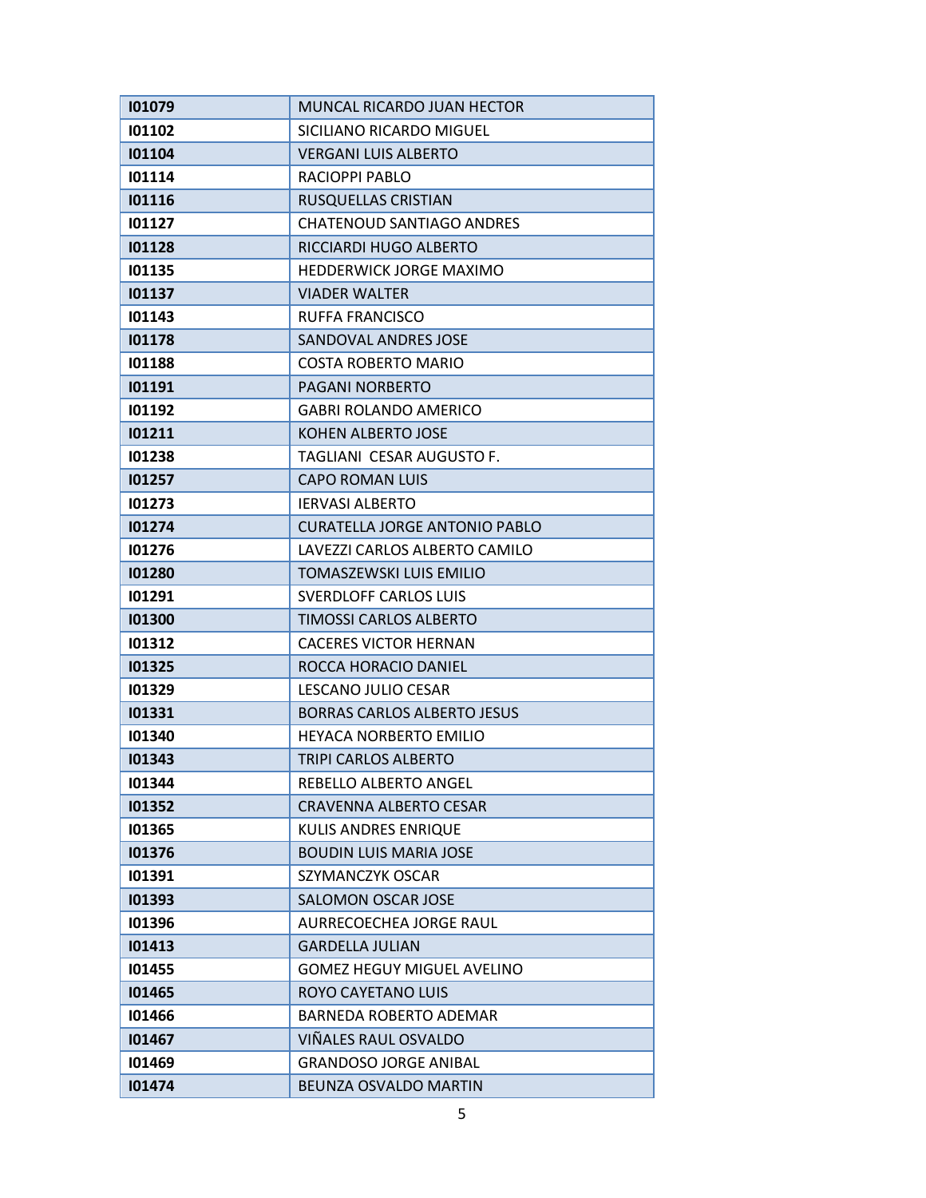| | |
|---|---|
| **I01079** | MUNCAL RICARDO JUAN HECTOR |
| **I01102** | SICILIANO RICARDO MIGUEL |
| **I01104** | VERGANI LUIS ALBERTO |
| **I01114** | RACIOPPI PABLO |
| **I01116** | RUSQUELLAS CRISTIAN |
| **I01127** | CHATENOUD SANTIAGO ANDRES |
| **I01128** | RICCIARDI HUGO ALBERTO |
| **I01135** | HEDDERWICK JORGE MAXIMO |
| **I01137** | VIADER WALTER |
| **I01143** | RUFFA FRANCISCO |
| **I01178** | SANDOVAL ANDRES JOSE |
| **I01188** | COSTA ROBERTO MARIO |
| **I01191** | PAGANI NORBERTO |
| **I01192** | GABRI ROLANDO AMERICO |
| **I01211** | KOHEN ALBERTO JOSE |
| **I01238** | TAGLIANI CESAR AUGUSTO F. |
| **I01257** | CAPO ROMAN LUIS |
| **I01273** | IERVASI ALBERTO |
| **I01274** | CURATELLA JORGE ANTONIO PABLO |
| **I01276** | LAVEZZI CARLOS ALBERTO CAMILO |
| **I01280** | TOMASZEWSKI LUIS EMILIO |
| **I01291** | SVERDLOFF CARLOS LUIS |
| **I01300** | TIMOSSI CARLOS ALBERTO |
| **I01312** | CACERES VICTOR HERNAN |
| **I01325** | ROCCA HORACIO DANIEL |
| **I01329** | LESCANO JULIO CESAR |
| **I01331** | BORRAS CARLOS ALBERTO JESUS |
| **I01340** | HEYACA NORBERTO EMILIO |
| **I01343** | TRIPI CARLOS ALBERTO |
| **I01344** | REBELLO ALBERTO ANGEL |
| **I01352** | CRAVENNA ALBERTO CESAR |
| **I01365** | KULIS ANDRES ENRIQUE |
| **I01376** | BOUDIN LUIS MARIA JOSE |
| **I01391** | SZYMANCZYK OSCAR |
| **I01393** | SALOMON OSCAR JOSE |
| **I01396** | AURRECOECHEA JORGE RAUL |
| **I01413** | GARDELLA JULIAN |
| **I01455** | GOMEZ HEGUY MIGUEL AVELINO |
| **I01465** | ROYO CAYETANO LUIS |
| **I01466** | BARNEDA ROBERTO ADEMAR |
| **I01467** | VIÑALES RAUL OSVALDO |
| **I01469** | GRANDOSO JORGE ANIBAL |
| **I01474** | BEUNZA OSVALDO MARTIN |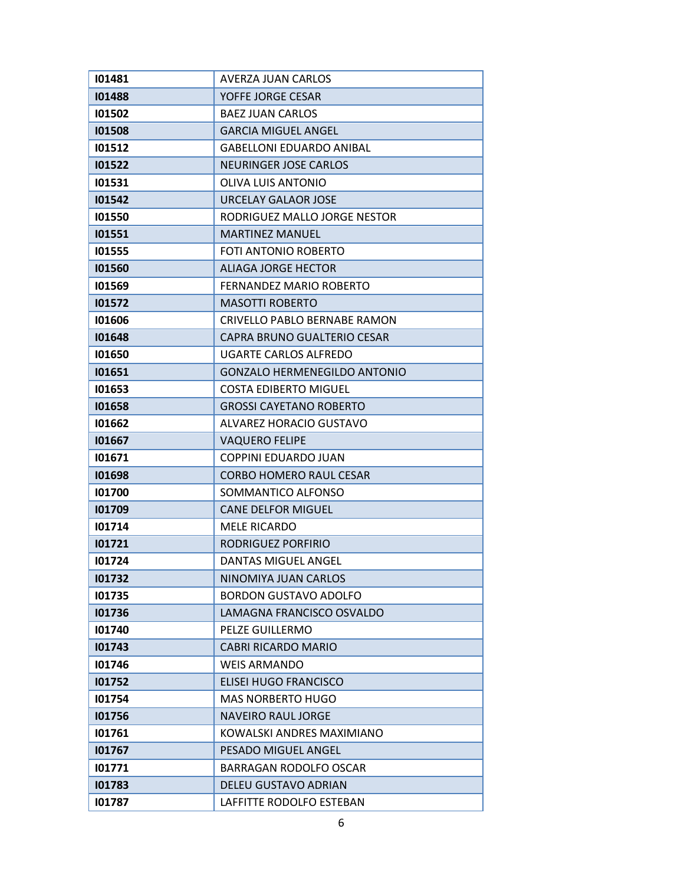| I01481 | AVERZA JUAN CARLOS |
|---|---|
| I01488 | YOFFE JORGE CESAR |
| I01502 | BAEZ JUAN CARLOS |
| I01508 | GARCIA MIGUEL ANGEL |
| I01512 | GABELLONI EDUARDO ANIBAL |
| I01522 | NEURINGER JOSE CARLOS |
| I01531 | OLIVA LUIS ANTONIO |
| I01542 | URCELAY GALAOR JOSE |
| I01550 | RODRIGUEZ MALLO JORGE NESTOR |
| I01551 | MARTINEZ MANUEL |
| I01555 | FOTI ANTONIO ROBERTO |
| I01560 | ALIAGA JORGE HECTOR |
| I01569 | FERNANDEZ MARIO ROBERTO |
| I01572 | MASOTTI ROBERTO |
| I01606 | CRIVELLO PABLO BERNABE RAMON |
| I01648 | CAPRA BRUNO GUALTERIO CESAR |
| I01650 | UGARTE CARLOS ALFREDO |
| I01651 | GONZALO HERMENEGILDO ANTONIO |
| I01653 | COSTA EDIBERTO MIGUEL |
| I01658 | GROSSI CAYETANO ROBERTO |
| I01662 | ALVAREZ HORACIO GUSTAVO |
| I01667 | VAQUERO FELIPE |
| I01671 | COPPINI EDUARDO JUAN |
| I01698 | CORBO HOMERO RAUL CESAR |
| I01700 | SOMMANTICO ALFONSO |
| I01709 | CANE DELFOR MIGUEL |
| I01714 | MELE RICARDO |
| I01721 | RODRIGUEZ PORFIRIO |
| I01724 | DANTAS MIGUEL ANGEL |
| I01732 | NINOMIYA JUAN CARLOS |
| I01735 | BORDON GUSTAVO ADOLFO |
| I01736 | LAMAGNA FRANCISCO OSVALDO |
| I01740 | PELZE GUILLERMO |
| I01743 | CABRI RICARDO MARIO |
| I01746 | WEIS ARMANDO |
| I01752 | ELISEI HUGO FRANCISCO |
| I01754 | MAS NORBERTO HUGO |
| I01756 | NAVEIRO RAUL JORGE |
| I01761 | KOWALSKI ANDRES MAXIMIANO |
| I01767 | PESADO MIGUEL ANGEL |
| I01771 | BARRAGAN RODOLFO OSCAR |
| I01783 | DELEU GUSTAVO ADRIAN |
| I01787 | LAFFITTE RODOLFO ESTEBAN |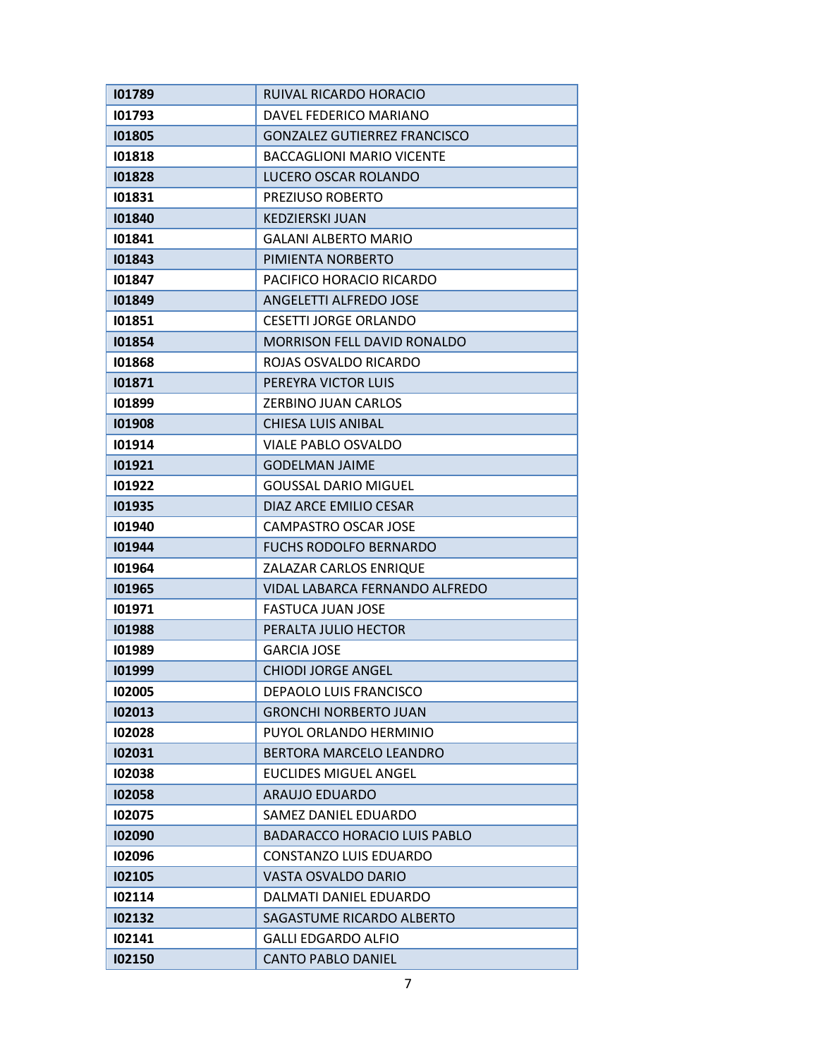| I01789 | RUIVAL RICARDO HORACIO |
|---|---|
| I01793 | DAVEL FEDERICO MARIANO |
| I01805 | GONZALEZ GUTIERREZ FRANCISCO |
| I01818 | BACCAGLIONI MARIO VICENTE |
| I01828 | LUCERO OSCAR ROLANDO |
| I01831 | PREZIUSO ROBERTO |
| I01840 | KEDZIERSKI JUAN |
| I01841 | GALANI ALBERTO MARIO |
| I01843 | PIMIENTA NORBERTO |
| I01847 | PACIFICO HORACIO RICARDO |
| I01849 | ANGELETTI ALFREDO JOSE |
| I01851 | CESETTI JORGE ORLANDO |
| I01854 | MORRISON FELL DAVID RONALDO |
| I01868 | ROJAS OSVALDO RICARDO |
| I01871 | PEREYRA VICTOR LUIS |
| I01899 | ZERBINO JUAN CARLOS |
| I01908 | CHIESA LUIS ANIBAL |
| I01914 | VIALE PABLO OSVALDO |
| I01921 | GODELMAN JAIME |
| I01922 | GOUSSAL DARIO MIGUEL |
| I01935 | DIAZ ARCE EMILIO CESAR |
| I01940 | CAMPASTRO OSCAR JOSE |
| I01944 | FUCHS RODOLFO BERNARDO |
| I01964 | ZALAZAR CARLOS ENRIQUE |
| I01965 | VIDAL LABARCA FERNANDO ALFREDO |
| I01971 | FASTUCA JUAN JOSE |
| I01988 | PERALTA JULIO HECTOR |
| I01989 | GARCIA JOSE |
| I01999 | CHIODI JORGE ANGEL |
| I02005 | DEPAOLO LUIS FRANCISCO |
| I02013 | GRONCHI NORBERTO JUAN |
| I02028 | PUYOL ORLANDO HERMINIO |
| I02031 | BERTORA MARCELO LEANDRO |
| I02038 | EUCLIDES MIGUEL ANGEL |
| I02058 | ARAUJO EDUARDO |
| I02075 | SAMEZ DANIEL EDUARDO |
| I02090 | BADARACCO HORACIO LUIS PABLO |
| I02096 | CONSTANZO LUIS EDUARDO |
| I02105 | VASTA OSVALDO DARIO |
| I02114 | DALMATI DANIEL EDUARDO |
| I02132 | SAGASTUME RICARDO ALBERTO |
| I02141 | GALLI EDGARDO ALFIO |
| I02150 | CANTO PABLO DANIEL |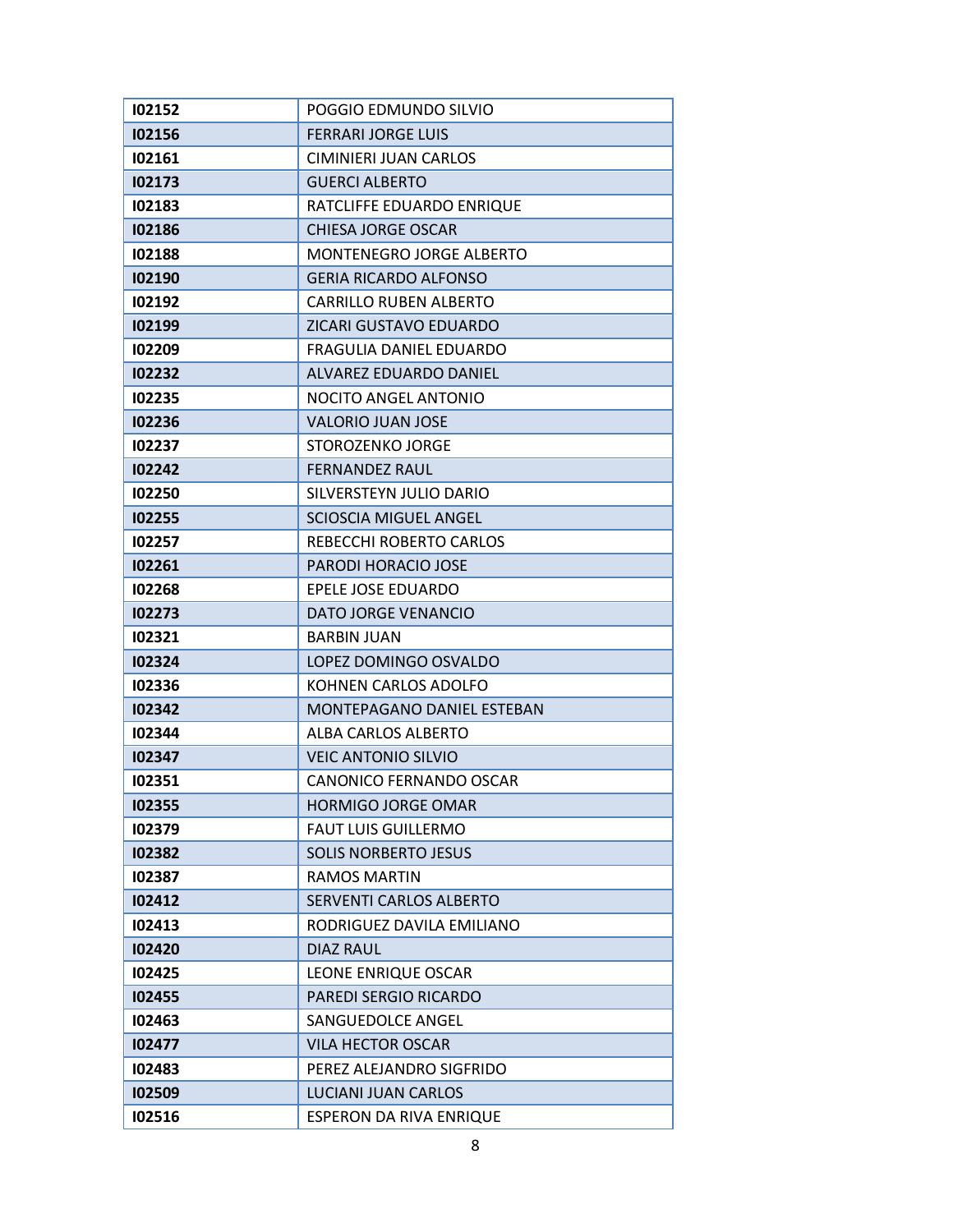| | |
|---|---|
| **I02152** | POGGIO EDMUNDO SILVIO |
| **I02156** | FERRARI JORGE LUIS |
| **I02161** | CIMINIERI JUAN CARLOS |
| **I02173** | GUERCI ALBERTO |
| **I02183** | RATCLIFFE EDUARDO ENRIQUE |
| **I02186** | CHIESA JORGE OSCAR |
| **I02188** | MONTENEGRO JORGE ALBERTO |
| **I02190** | GERIA RICARDO ALFONSO |
| **I02192** | CARRILLO RUBEN ALBERTO |
| **I02199** | ZICARI GUSTAVO EDUARDO |
| **I02209** | FRAGULIA DANIEL EDUARDO |
| **I02232** | ALVAREZ EDUARDO DANIEL |
| **I02235** | NOCITO ANGEL ANTONIO |
| **I02236** | VALORIO JUAN JOSE |
| **I02237** | STOROZENKO JORGE |
| **I02242** | FERNANDEZ RAUL |
| **I02250** | SILVERSTEYN JULIO DARIO |
| **I02255** | SCIOSCIA MIGUEL ANGEL |
| **I02257** | REBECCHI ROBERTO CARLOS |
| **I02261** | PARODI HORACIO JOSE |
| **I02268** | EPELE JOSE EDUARDO |
| **I02273** | DATO JORGE VENANCIO |
| **I02321** | BARBIN JUAN |
| **I02324** | LOPEZ DOMINGO OSVALDO |
| **I02336** | KOHNEN CARLOS ADOLFO |
| **I02342** | MONTEPAGANO DANIEL ESTEBAN |
| **I02344** | ALBA CARLOS ALBERTO |
| **I02347** | VEIC ANTONIO SILVIO |
| **I02351** | CANONICO FERNANDO OSCAR |
| **I02355** | HORMIGO JORGE OMAR |
| **I02379** | FAUT LUIS GUILLERMO |
| **I02382** | SOLIS NORBERTO JESUS |
| **I02387** | RAMOS MARTIN |
| **I02412** | SERVENTI CARLOS ALBERTO |
| **I02413** | RODRIGUEZ DAVILA EMILIANO |
| **I02420** | DIAZ RAUL |
| **I02425** | LEONE ENRIQUE OSCAR |
| **I02455** | PAREDI SERGIO RICARDO |
| **I02463** | SANGUEDOLCE ANGEL |
| **I02477** | VILA HECTOR OSCAR |
| **I02483** | PEREZ ALEJANDRO SIGFRIDO |
| **I02509** | LUCIANI JUAN CARLOS |
| **I02516** | ESPERON DA RIVA ENRIQUE |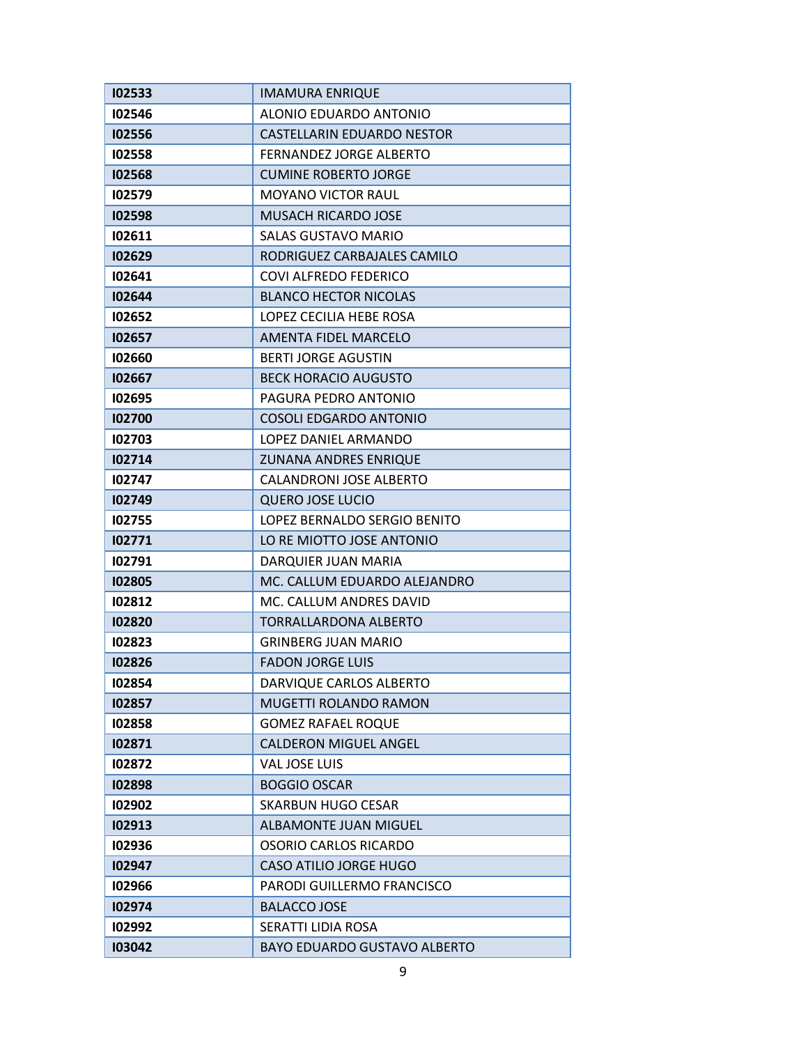| | |
|---|---|
| **I02533** | IMAMURA ENRIQUE |
| **I02546** | ALONIO EDUARDO ANTONIO |
| **I02556** | CASTELLARIN EDUARDO NESTOR |
| **I02558** | FERNANDEZ JORGE ALBERTO |
| **I02568** | CUMINE ROBERTO JORGE |
| **I02579** | MOYANO VICTOR RAUL |
| **I02598** | MUSACH RICARDO JOSE |
| **I02611** | SALAS GUSTAVO MARIO |
| **I02629** | RODRIGUEZ CARBAJALES CAMILO |
| **I02641** | COVI ALFREDO FEDERICO |
| **I02644** | BLANCO HECTOR NICOLAS |
| **I02652** | LOPEZ CECILIA HEBE ROSA |
| **I02657** | AMENTA FIDEL MARCELO |
| **I02660** | BERTI JORGE AGUSTIN |
| **I02667** | BECK HORACIO AUGUSTO |
| **I02695** | PAGURA PEDRO ANTONIO |
| **I02700** | COSOLI EDGARDO ANTONIO |
| **I02703** | LOPEZ DANIEL ARMANDO |
| **I02714** | ZUNANA ANDRES ENRIQUE |
| **I02747** | CALANDRONI JOSE ALBERTO |
| **I02749** | QUERO JOSE LUCIO |
| **I02755** | LOPEZ BERNALDO SERGIO BENITO |
| **I02771** | LO RE MIOTTO JOSE ANTONIO |
| **I02791** | DARQUIER JUAN MARIA |
| **I02805** | MC. CALLUM EDUARDO ALEJANDRO |
| **I02812** | MC. CALLUM ANDRES DAVID |
| **I02820** | TORRALLARDONA ALBERTO |
| **I02823** | GRINBERG JUAN MARIO |
| **I02826** | FADON JORGE LUIS |
| **I02854** | DARVIQUE CARLOS ALBERTO |
| **I02857** | MUGETTI ROLANDO RAMON |
| **I02858** | GOMEZ RAFAEL ROQUE |
| **I02871** | CALDERON MIGUEL ANGEL |
| **I02872** | VAL JOSE LUIS |
| **I02898** | BOGGIO OSCAR |
| **I02902** | SKARBUN HUGO CESAR |
| **I02913** | ALBAMONTE JUAN MIGUEL |
| **I02936** | OSORIO CARLOS RICARDO |
| **I02947** | CASO ATILIO JORGE HUGO |
| **I02966** | PARODI GUILLERMO FRANCISCO |
| **I02974** | BALACCO JOSE |
| **I02992** | SERATTI LIDIA ROSA |
| **I03042** | BAYO EDUARDO GUSTAVO ALBERTO |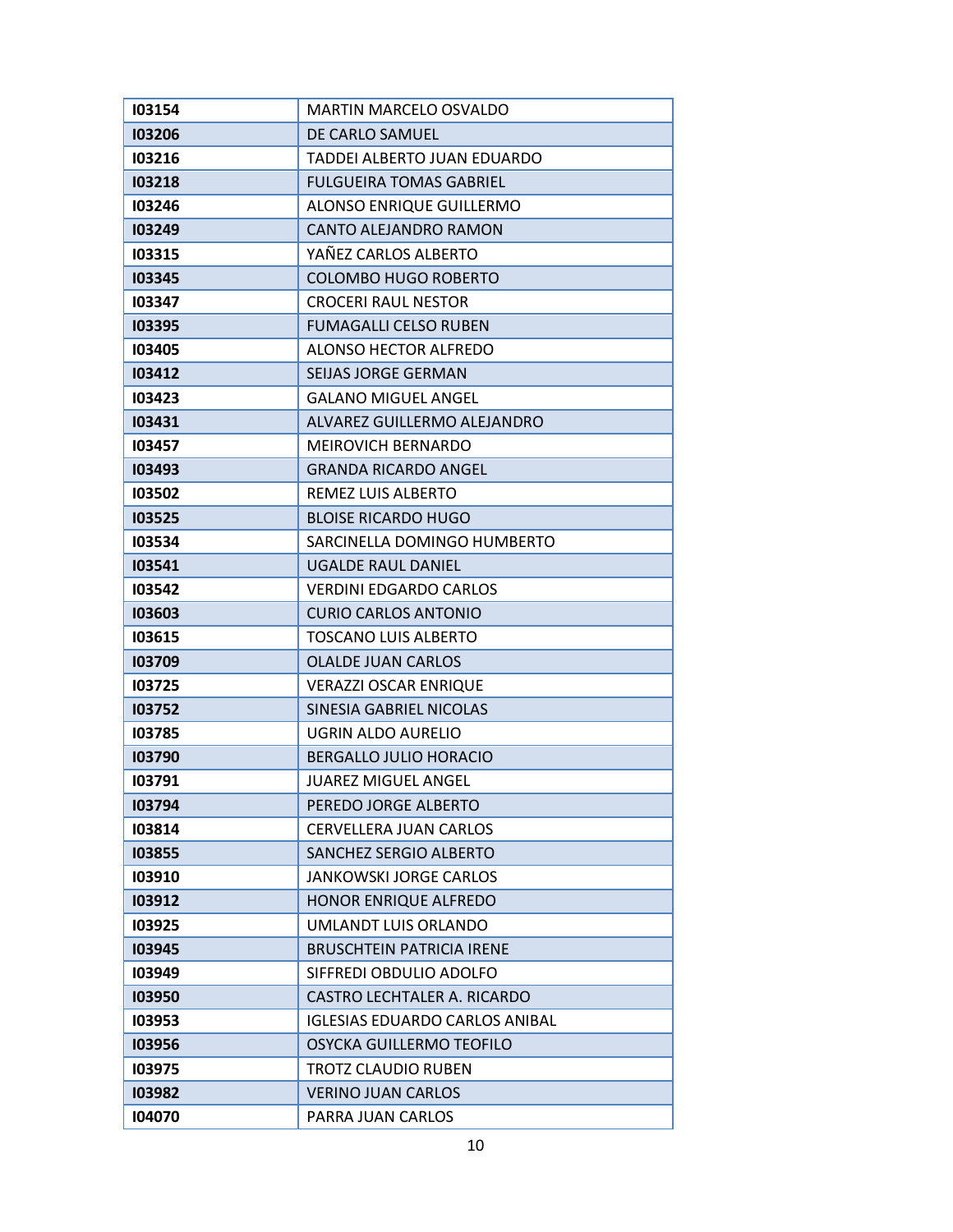| I03154 | MARTIN MARCELO OSVALDO |
|---|---|
| I03206 | DE CARLO SAMUEL |
| I03216 | TADDEI ALBERTO JUAN EDUARDO |
| I03218 | FULGUEIRA TOMAS GABRIEL |
| I03246 | ALONSO ENRIQUE GUILLERMO |
| I03249 | CANTO ALEJANDRO RAMON |
| I03315 | YAÑEZ CARLOS ALBERTO |
| I03345 | COLOMBO HUGO ROBERTO |
| I03347 | CROCERI RAUL NESTOR |
| I03395 | FUMAGALLI CELSO RUBEN |
| I03405 | ALONSO HECTOR ALFREDO |
| I03412 | SEIJAS JORGE GERMAN |
| I03423 | GALANO MIGUEL ANGEL |
| I03431 | ALVAREZ GUILLERMO ALEJANDRO |
| I03457 | MEIROVICH BERNARDO |
| I03493 | GRANDA RICARDO ANGEL |
| I03502 | REMEZ LUIS ALBERTO |
| I03525 | BLOISE RICARDO HUGO |
| I03534 | SARCINELLA DOMINGO HUMBERTO |
| I03541 | UGALDE RAUL DANIEL |
| I03542 | VERDINI EDGARDO CARLOS |
| I03603 | CURIO CARLOS ANTONIO |
| I03615 | TOSCANO LUIS ALBERTO |
| I03709 | OLALDE JUAN CARLOS |
| I03725 | VERAZZI OSCAR ENRIQUE |
| I03752 | SINESIA GABRIEL NICOLAS |
| I03785 | UGRIN ALDO AURELIO |
| I03790 | BERGALLO JULIO HORACIO |
| I03791 | JUAREZ MIGUEL ANGEL |
| I03794 | PEREDO JORGE ALBERTO |
| I03814 | CERVELLERA JUAN CARLOS |
| I03855 | SANCHEZ SERGIO ALBERTO |
| I03910 | JANKOWSKI JORGE CARLOS |
| I03912 | HONOR ENRIQUE ALFREDO |
| I03925 | UMLANDT LUIS ORLANDO |
| I03945 | BRUSCHTEIN PATRICIA IRENE |
| I03949 | SIFFREDI OBDULIO ADOLFO |
| I03950 | CASTRO LECHTALER A. RICARDO |
| I03953 | IGLESIAS EDUARDO CARLOS ANIBAL |
| I03956 | OSYCKA GUILLERMO TEOFILO |
| I03975 | TROTZ CLAUDIO RUBEN |
| I03982 | VERINO JUAN CARLOS |
| I04070 | PARRA JUAN CARLOS |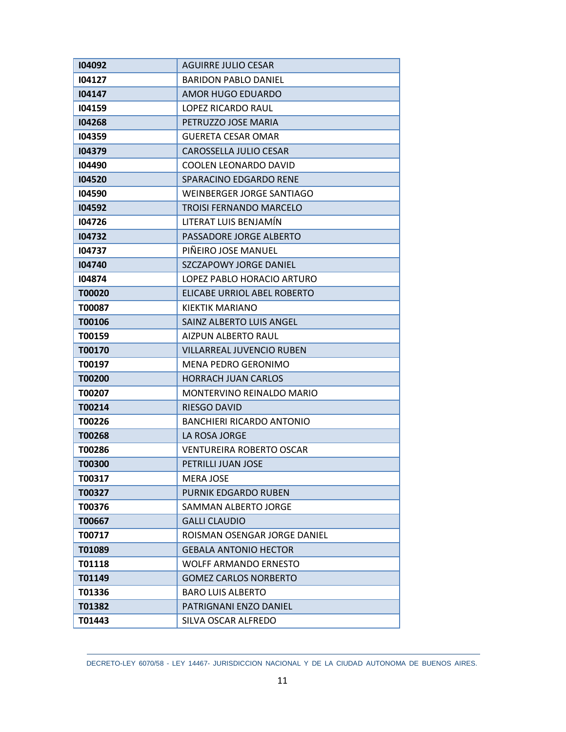| | |
|---|---|
| I04092 | AGUIRRE JULIO CESAR |
| I04127 | BARIDON PABLO DANIEL |
| I04147 | AMOR HUGO EDUARDO |
| I04159 | LOPEZ RICARDO RAUL |
| I04268 | PETRUZZO JOSE MARIA |
| I04359 | GUERETA CESAR OMAR |
| I04379 | CAROSSELLA JULIO CESAR |
| I04490 | COOLEN LEONARDO DAVID |
| I04520 | SPARACINO EDGARDO RENE |
| I04590 | WEINBERGER JORGE SANTIAGO |
| I04592 | TROISI FERNANDO MARCELO |
| I04726 | LITERAT LUIS BENJAMÍN |
| I04732 | PASSADORE JORGE ALBERTO |
| I04737 | PIÑEIRO JOSE MANUEL |
| I04740 | SZCZAPOWY JORGE DANIEL |
| I04874 | LOPEZ PABLO HORACIO ARTURO |
| T00020 | ELICABE URRIOL ABEL ROBERTO |
| T00087 | KIEKTIK MARIANO |
| T00106 | SAINZ ALBERTO LUIS ANGEL |
| T00159 | AIZPUN ALBERTO RAUL |
| T00170 | VILLARREAL JUVENCIO RUBEN |
| T00197 | MENA PEDRO GERONIMO |
| T00200 | HORRACH JUAN CARLOS |
| T00207 | MONTERVINO REINALDO MARIO |
| T00214 | RIESGO DAVID |
| T00226 | BANCHIERI RICARDO ANTONIO |
| T00268 | LA ROSA JORGE |
| T00286 | VENTUREIRA ROBERTO OSCAR |
| T00300 | PETRILLI JUAN JOSE |
| T00317 | MERA JOSE |
| T00327 | PURNIK EDGARDO RUBEN |
| T00376 | SAMMAN ALBERTO JORGE |
| T00667 | GALLI CLAUDIO |
| T00717 | ROISMAN OSENGAR JORGE DANIEL |
| T01089 | GEBALA ANTONIO HECTOR |
| T01118 | WOLFF ARMANDO ERNESTO |
| T01149 | GOMEZ CARLOS NORBERTO |
| T01336 | BARO LUIS ALBERTO |
| T01382 | PATRIGNANI ENZO DANIEL |
| T01443 | SILVA OSCAR ALFREDO |